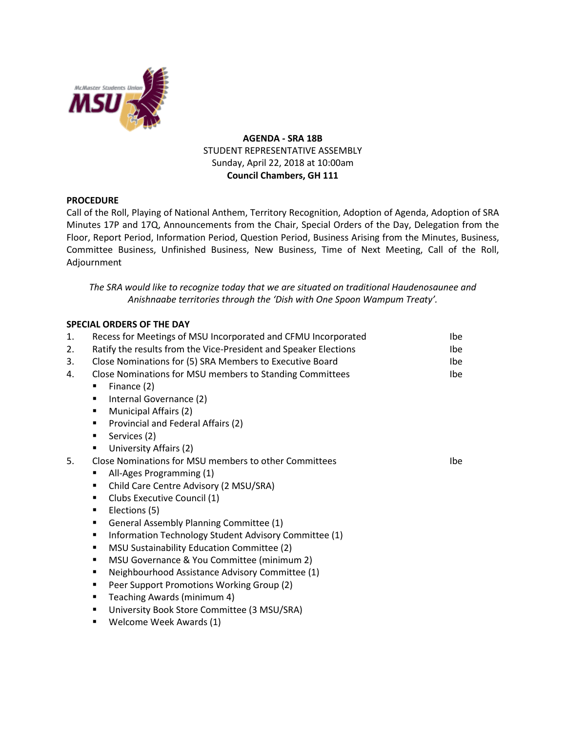**AGENDA - SRA 18B**
STUDENT REPRESENTATIVE ASSEMBLY
Sunday, April 22, 2018 at 10:00am
**Council Chambers, GH 111**

**PROCEDURE**

Call of the Roll, Playing of National Anthem, Territory Recognition, Adoption of Agenda, Adoption of SRA Minutes 17P and 17Q, Announcements from the Chair, Special Orders of the Day, Delegation from the Floor, Report Period, Information Period, Question Period, Business Arising from the Minutes, Business, Committee Business, Unfinished Business, New Business, Time of Next Meeting, Call of the Roll, Adjournment

*The SRA would like to recognize today that we are situated on traditional Haudenosaunee and Anishnaabe territories through the 'Dish with One Spoon Wampum Treaty'.*

**SPECIAL ORDERS OF THE DAY**

1. Recess for Meetings of MSU Incorporated and CFMU Incorporated — Ibe
2. Ratify the results from the Vice-President and Speaker Elections — Ibe
3. Close Nominations for (5) SRA Members to Executive Board — Ibe
4. Close Nominations for MSU members to Standing Committees — Ibe
   - Finance (2)
   - Internal Governance (2)
   - Municipal Affairs (2)
   - Provincial and Federal Affairs (2)
   - Services (2)
   - University Affairs (2)
5. Close Nominations for MSU members to other Committees — Ibe
   - All-Ages Programming (1)
   - Child Care Centre Advisory (2 MSU/SRA)
   - Clubs Executive Council (1)
   - Elections (5)
   - General Assembly Planning Committee (1)
   - Information Technology Student Advisory Committee (1)
   - MSU Sustainability Education Committee (2)
   - MSU Governance & You Committee (minimum 2)
   - Neighbourhood Assistance Advisory Committee (1)
   - Peer Support Promotions Working Group (2)
   - Teaching Awards (minimum 4)
   - University Book Store Committee (3 MSU/SRA)
   - Welcome Week Awards (1)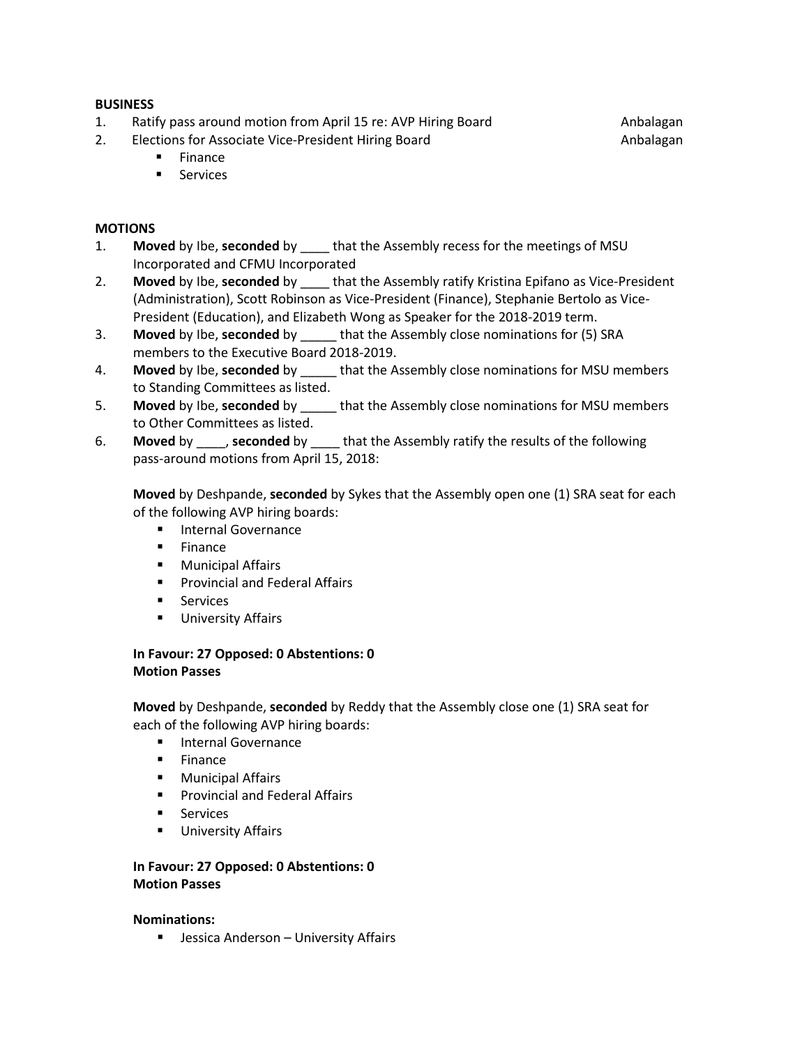**BUSINESS**

1. Ratify pass around motion from April 15 re: AVP Hiring Board — Anbalagan
2. Elections for Associate Vice-President Hiring Board — Anbalagan
   - Finance
   - Services

**MOTIONS**

1. **Moved** by Ibe, **seconded** by ____ that the Assembly recess for the meetings of MSU Incorporated and CFMU Incorporated
2. **Moved** by Ibe, **seconded** by ____ that the Assembly ratify Kristina Epifano as Vice-President (Administration), Scott Robinson as Vice-President (Finance), Stephanie Bertolo as Vice-President (Education), and Elizabeth Wong as Speaker for the 2018-2019 term.
3. **Moved** by Ibe, **seconded** by _____ that the Assembly close nominations for (5) SRA members to the Executive Board 2018-2019.
4. **Moved** by Ibe, **seconded** by _____ that the Assembly close nominations for MSU members to Standing Committees as listed.
5. **Moved** by Ibe, **seconded** by _____ that the Assembly close nominations for MSU members to Other Committees as listed.
6. **Moved** by ____, **seconded** by ____ that the Assembly ratify the results of the following pass-around motions from April 15, 2018:

   **Moved** by Deshpande, **seconded** by Sykes that the Assembly open one (1) SRA seat for each of the following AVP hiring boards:
   - Internal Governance
   - Finance
   - Municipal Affairs
   - Provincial and Federal Affairs
   - Services
   - University Affairs

   **In Favour: 27 Opposed: 0 Abstentions: 0**
   **Motion Passes**

   **Moved** by Deshpande, **seconded** by Reddy that the Assembly close one (1) SRA seat for each of the following AVP hiring boards:
   - Internal Governance
   - Finance
   - Municipal Affairs
   - Provincial and Federal Affairs
   - Services
   - University Affairs

   **In Favour: 27 Opposed: 0 Abstentions: 0**
   **Motion Passes**

   **Nominations:**
   - Jessica Anderson – University Affairs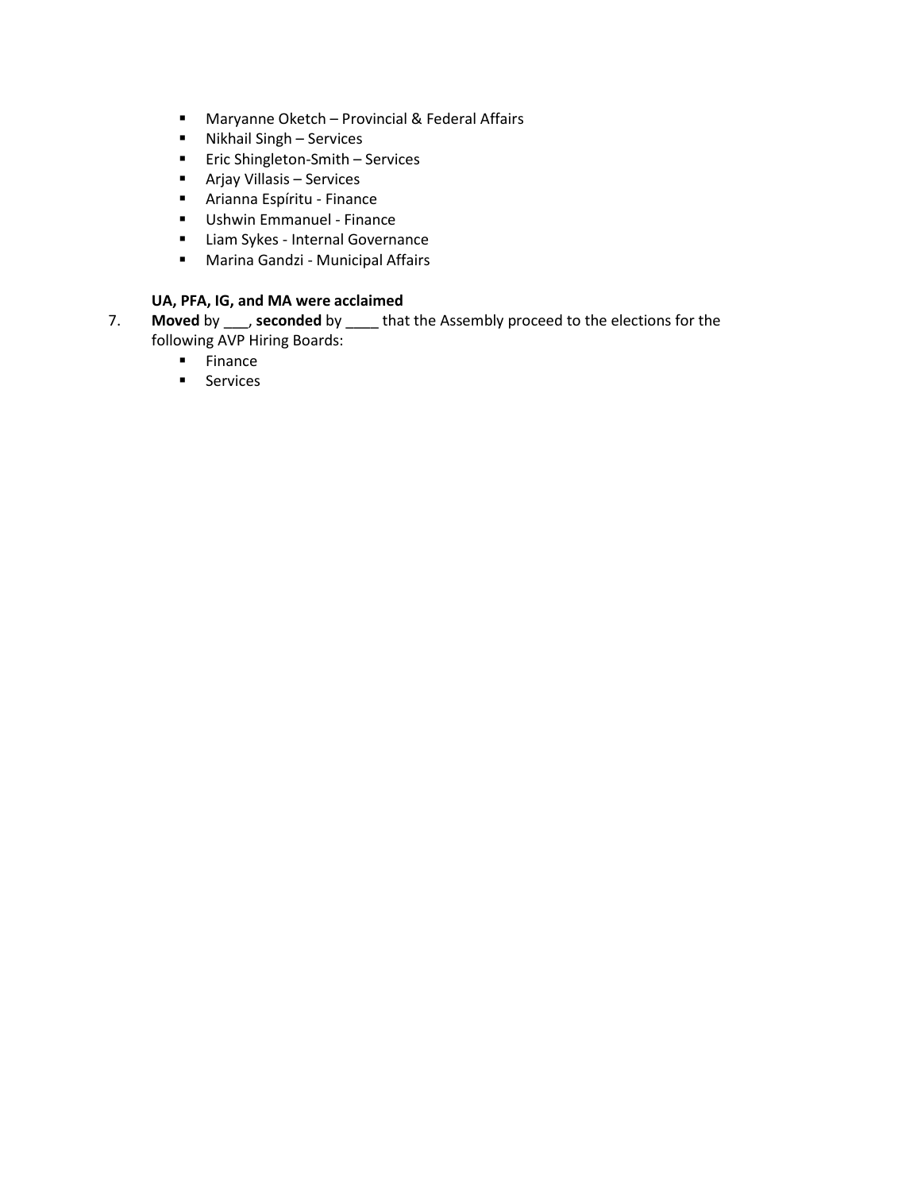- Maryanne Oketch – Provincial & Federal Affairs
- Nikhail Singh – Services
- Eric Shingleton-Smith – Services
- Arjay Villasis – Services
- Arianna Espíritu - Finance
- Ushwin Emmanuel - Finance
- Liam Sykes - Internal Governance
- Marina Gandzi - Municipal Affairs

**UA, PFA, IG, and MA were acclaimed**

7. **Moved** by ___, **seconded** by ____ that the Assembly proceed to the elections for the following AVP Hiring Boards:
    - Finance
    - Services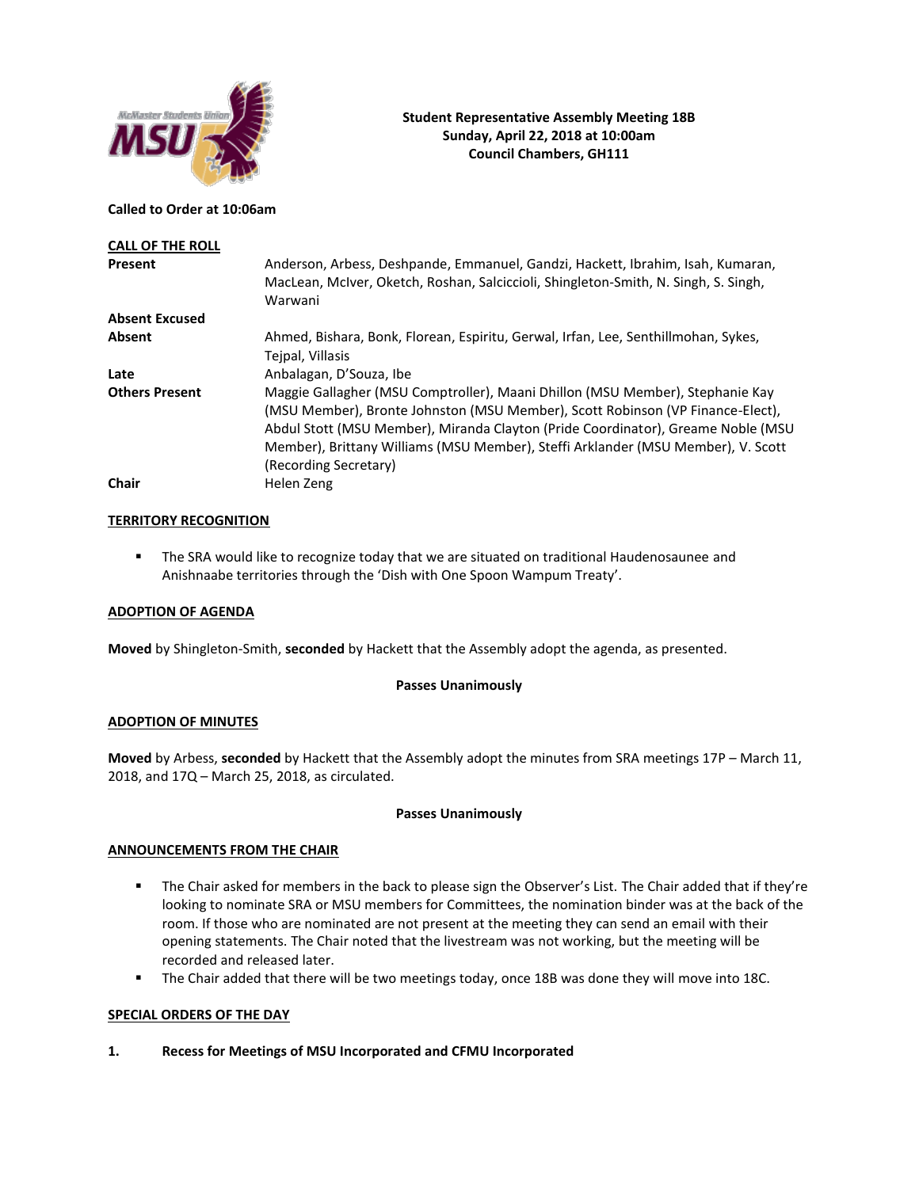**Student Representative Assembly Meeting 18B**
**Sunday, April 22, 2018 at 10:00am**
**Council Chambers, GH111**

**Called to Order at 10:06am**

**CALL OF THE ROLL**

| | |
|---|---|
| **Present** | Anderson, Arbess, Deshpande, Emmanuel, Gandzi, Hackett, Ibrahim, Isah, Kumaran, MacLean, McIver, Oketch, Roshan, Salciccioli, Shingleton-Smith, N. Singh, S. Singh, Warwani |
| **Absent Excused** | |
| **Absent** | Ahmed, Bishara, Bonk, Florean, Espiritu, Gerwal, Irfan, Lee, Senthillmohan, Sykes, Tejpal, Villasis |
| **Late** | Anbalagan, D'Souza, Ibe |
| **Others Present** | Maggie Gallagher (MSU Comptroller), Maani Dhillon (MSU Member), Stephanie Kay (MSU Member), Bronte Johnston (MSU Member), Scott Robinson (VP Finance-Elect), Abdul Stott (MSU Member), Miranda Clayton (Pride Coordinator), Greame Noble (MSU Member), Brittany Williams (MSU Member), Steffi Arklander (MSU Member), V. Scott (Recording Secretary) |
| **Chair** | Helen Zeng |

**TERRITORY RECOGNITION**

- The SRA would like to recognize today that we are situated on traditional Haudenosaunee and Anishnaabe territories through the 'Dish with One Spoon Wampum Treaty'.

**ADOPTION OF AGENDA**

**Moved** by Shingleton-Smith, **seconded** by Hackett that the Assembly adopt the agenda, as presented.

**Passes Unanimously**

**ADOPTION OF MINUTES**

**Moved** by Arbess, **seconded** by Hackett that the Assembly adopt the minutes from SRA meetings 17P – March 11, 2018, and 17Q – March 25, 2018, as circulated.

**Passes Unanimously**

**ANNOUNCEMENTS FROM THE CHAIR**

- The Chair asked for members in the back to please sign the Observer's List. The Chair added that if they're looking to nominate SRA or MSU members for Committees, the nomination binder was at the back of the room. If those who are nominated are not present at the meeting they can send an email with their opening statements. The Chair noted that the livestream was not working, but the meeting will be recorded and released later.
- The Chair added that there will be two meetings today, once 18B was done they will move into 18C.

**SPECIAL ORDERS OF THE DAY**

**1. Recess for Meetings of MSU Incorporated and CFMU Incorporated**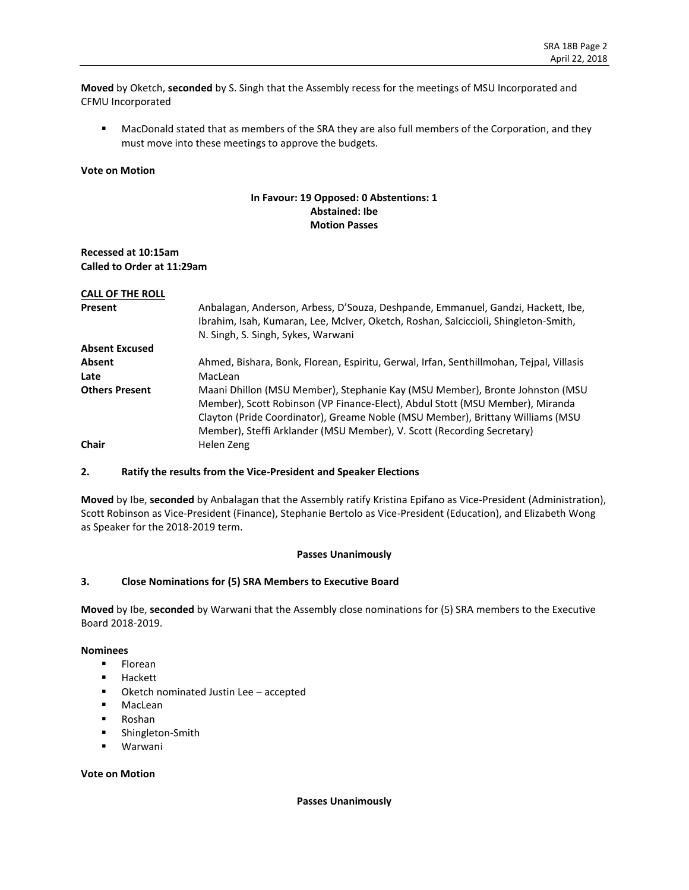**Moved** by Oketch, **seconded** by S. Singh that the Assembly recess for the meetings of MSU Incorporated and CFMU Incorporated

- MacDonald stated that as members of the SRA they are also full members of the Corporation, and they must move into these meetings to approve the budgets.

**Vote on Motion**

**In Favour: 19 Opposed: 0 Abstentions: 1**
**Abstained: Ibe**
**Motion Passes**

**Recessed at 10:15am**
**Called to Order at 11:29am**

**CALL OF THE ROLL**

| | |
|---|---|
| **Present** | Anbalagan, Anderson, Arbess, D'Souza, Deshpande, Emmanuel, Gandzi, Hackett, Ibe, Ibrahim, Isah, Kumaran, Lee, McIver, Oketch, Roshan, Salciccioli, Shingleton-Smith, N. Singh, S. Singh, Sykes, Warwani |
| **Absent Excused** | |
| **Absent** | Ahmed, Bishara, Bonk, Florean, Espiritu, Gerwal, Irfan, Senthillmohan, Tejpal, Villasis |
| **Late** | MacLean |
| **Others Present** | Maani Dhillon (MSU Member), Stephanie Kay (MSU Member), Bronte Johnston (MSU Member), Scott Robinson (VP Finance-Elect), Abdul Stott (MSU Member), Miranda Clayton (Pride Coordinator), Greame Noble (MSU Member), Brittany Williams (MSU Member), Steffi Arklander (MSU Member), V. Scott (Recording Secretary) |
| **Chair** | Helen Zeng |

### 2. Ratify the results from the Vice-President and Speaker Elections

**Moved** by Ibe, **seconded** by Anbalagan that the Assembly ratify Kristina Epifano as Vice-President (Administration), Scott Robinson as Vice-President (Finance), Stephanie Bertolo as Vice-President (Education), and Elizabeth Wong as Speaker for the 2018-2019 term.

**Passes Unanimously**

### 3. Close Nominations for (5) SRA Members to Executive Board

**Moved** by Ibe, **seconded** by Warwani that the Assembly close nominations for (5) SRA members to the Executive Board 2018-2019.

**Nominees**

- Florean
- Hackett
- Oketch nominated Justin Lee – accepted
- MacLean
- Roshan
- Shingleton-Smith
- Warwani

**Vote on Motion**

**Passes Unanimously**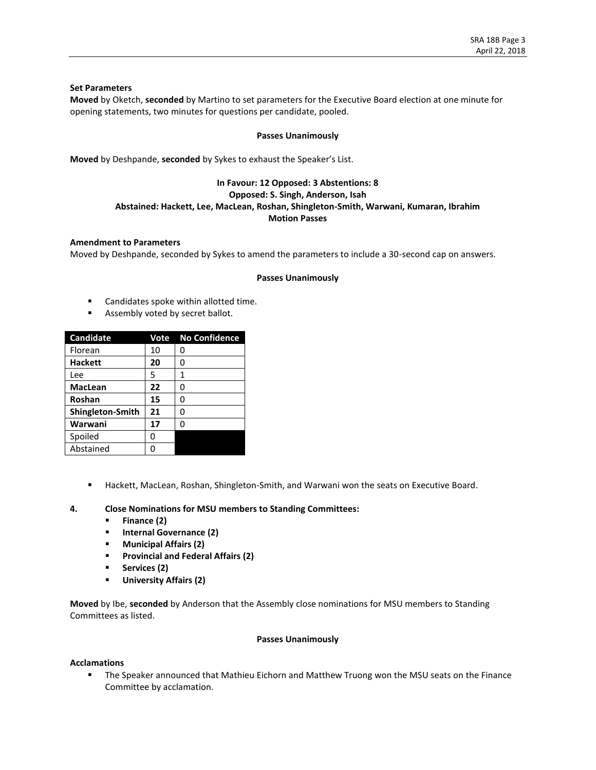**Set Parameters**
**Moved** by Oketch, **seconded** by Martino to set parameters for the Executive Board election at one minute for opening statements, two minutes for questions per candidate, pooled.

**Passes Unanimously**

**Moved** by Deshpande, **seconded** by Sykes to exhaust the Speaker's List.

**In Favour: 12 Opposed: 3 Abstentions: 8**
**Opposed: S. Singh, Anderson, Isah**
**Abstained: Hackett, Lee, MacLean, Roshan, Shingleton-Smith, Warwani, Kumaran, Ibrahim**
**Motion Passes**

**Amendment to Parameters**
Moved by Deshpande, seconded by Sykes to amend the parameters to include a 30-second cap on answers.

**Passes Unanimously**

- Candidates spoke within allotted time.
- Assembly voted by secret ballot.

| Candidate | Vote | No Confidence |
|---|---|---|
| Florean | 10 | 0 |
| **Hackett** | **20** | 0 |
| Lee | 5 | 1 |
| **MacLean** | **22** | 0 |
| **Roshan** | **15** | 0 |
| **Shingleton-Smith** | **21** | 0 |
| **Warwani** | **17** | 0 |
| Spoiled | 0 | |
| Abstained | 0 | |

- Hackett, MacLean, Roshan, Shingleton-Smith, and Warwani won the seats on Executive Board.

**4. Close Nominations for MSU members to Standing Committees:**
- **Finance (2)**
- **Internal Governance (2)**
- **Municipal Affairs (2)**
- **Provincial and Federal Affairs (2)**
- **Services (2)**
- **University Affairs (2)**

**Moved** by Ibe, **seconded** by Anderson that the Assembly close nominations for MSU members to Standing Committees as listed.

**Passes Unanimously**

**Acclamations**
- The Speaker announced that Mathieu Eichorn and Matthew Truong won the MSU seats on the Finance Committee by acclamation.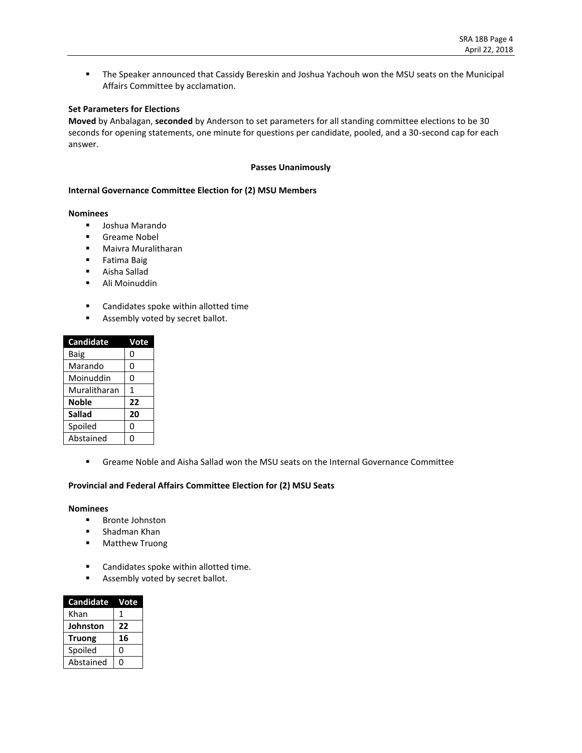- The Speaker announced that Cassidy Bereskin and Joshua Yachouh won the MSU seats on the Municipal Affairs Committee by acclamation.

**Set Parameters for Elections**

**Moved** by Anbalagan, **seconded** by Anderson to set parameters for all standing committee elections to be 30 seconds for opening statements, one minute for questions per candidate, pooled, and a 30-second cap for each answer.

**Passes Unanimously**

**Internal Governance Committee Election for (2) MSU Members**

**Nominees**

- Joshua Marando
- Greame Nobel
- Maivra Muralitharan
- Fatima Baig
- Aisha Sallad
- Ali Moinuddin

- Candidates spoke within allotted time
- Assembly voted by secret ballot.

| Candidate | Vote |
|---|---|
| Baig | 0 |
| Marando | 0 |
| Moinuddin | 0 |
| Muralitharan | 1 |
| **Noble** | **22** |
| **Sallad** | **20** |
| Spoiled | 0 |
| Abstained | 0 |

- Greame Noble and Aisha Sallad won the MSU seats on the Internal Governance Committee

**Provincial and Federal Affairs Committee Election for (2) MSU Seats**

**Nominees**

- Bronte Johnston
- Shadman Khan
- Matthew Truong

- Candidates spoke within allotted time.
- Assembly voted by secret ballot.

| Candidate | Vote |
|---|---|
| Khan | 1 |
| **Johnston** | **22** |
| **Truong** | **16** |
| Spoiled | 0 |
| Abstained | 0 |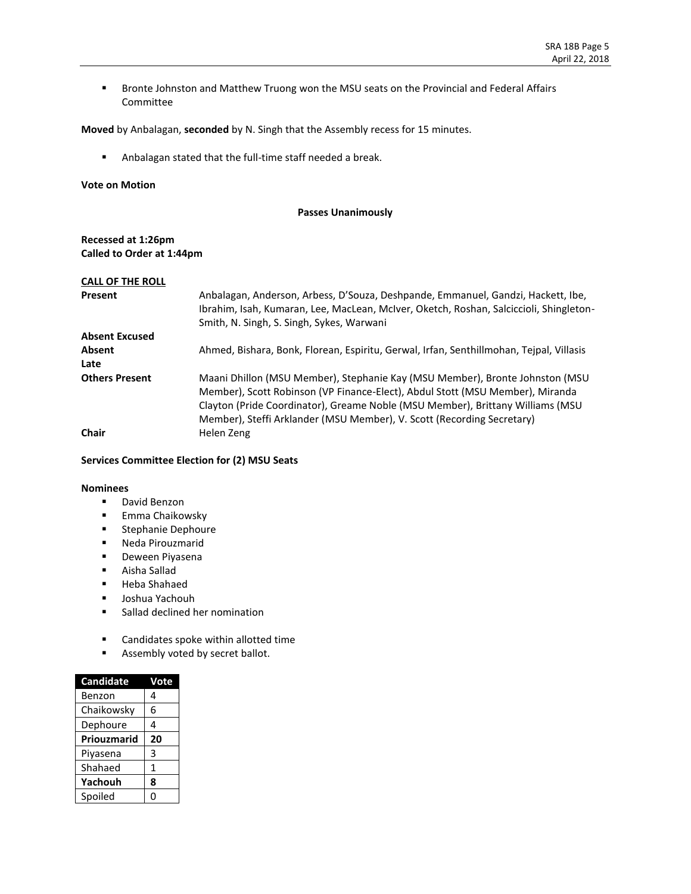- Bronte Johnston and Matthew Truong won the MSU seats on the Provincial and Federal Affairs Committee

**Moved** by Anbalagan, **seconded** by N. Singh that the Assembly recess for 15 minutes.

- Anbalagan stated that the full-time staff needed a break.

**Vote on Motion**

**Passes Unanimously**

**Recessed at 1:26pm**
**Called to Order at 1:44pm**

**CALL OF THE ROLL**

| | |
|---|---|
| **Present** | Anbalagan, Anderson, Arbess, D'Souza, Deshpande, Emmanuel, Gandzi, Hackett, Ibe, Ibrahim, Isah, Kumaran, Lee, MacLean, McIver, Oketch, Roshan, Salciccioli, Shingleton-Smith, N. Singh, S. Singh, Sykes, Warwani |
| **Absent Excused** | |
| **Absent** | Ahmed, Bishara, Bonk, Florean, Espiritu, Gerwal, Irfan, Senthillmohan, Tejpal, Villasis |
| **Late** | |
| **Others Present** | Maani Dhillon (MSU Member), Stephanie Kay (MSU Member), Bronte Johnston (MSU Member), Scott Robinson (VP Finance-Elect), Abdul Stott (MSU Member), Miranda Clayton (Pride Coordinator), Greame Noble (MSU Member), Brittany Williams (MSU Member), Steffi Arklander (MSU Member), V. Scott (Recording Secretary) |
| **Chair** | Helen Zeng |

**Services Committee Election for (2) MSU Seats**

**Nominees**

- David Benzon
- Emma Chaikowsky
- Stephanie Dephoure
- Neda Pirouzmarid
- Deween Piyasena
- Aisha Sallad
- Heba Shahaed
- Joshua Yachouh
- Sallad declined her nomination

- Candidates spoke within allotted time
- Assembly voted by secret ballot.

| Candidate | Vote |
|---|---|
| Benzon | 4 |
| Chaikowsky | 6 |
| Dephoure | 4 |
| **Priouzmarid** | **20** |
| Piyasena | 3 |
| Shahaed | 1 |
| **Yachouh** | **8** |
| Spoiled | 0 |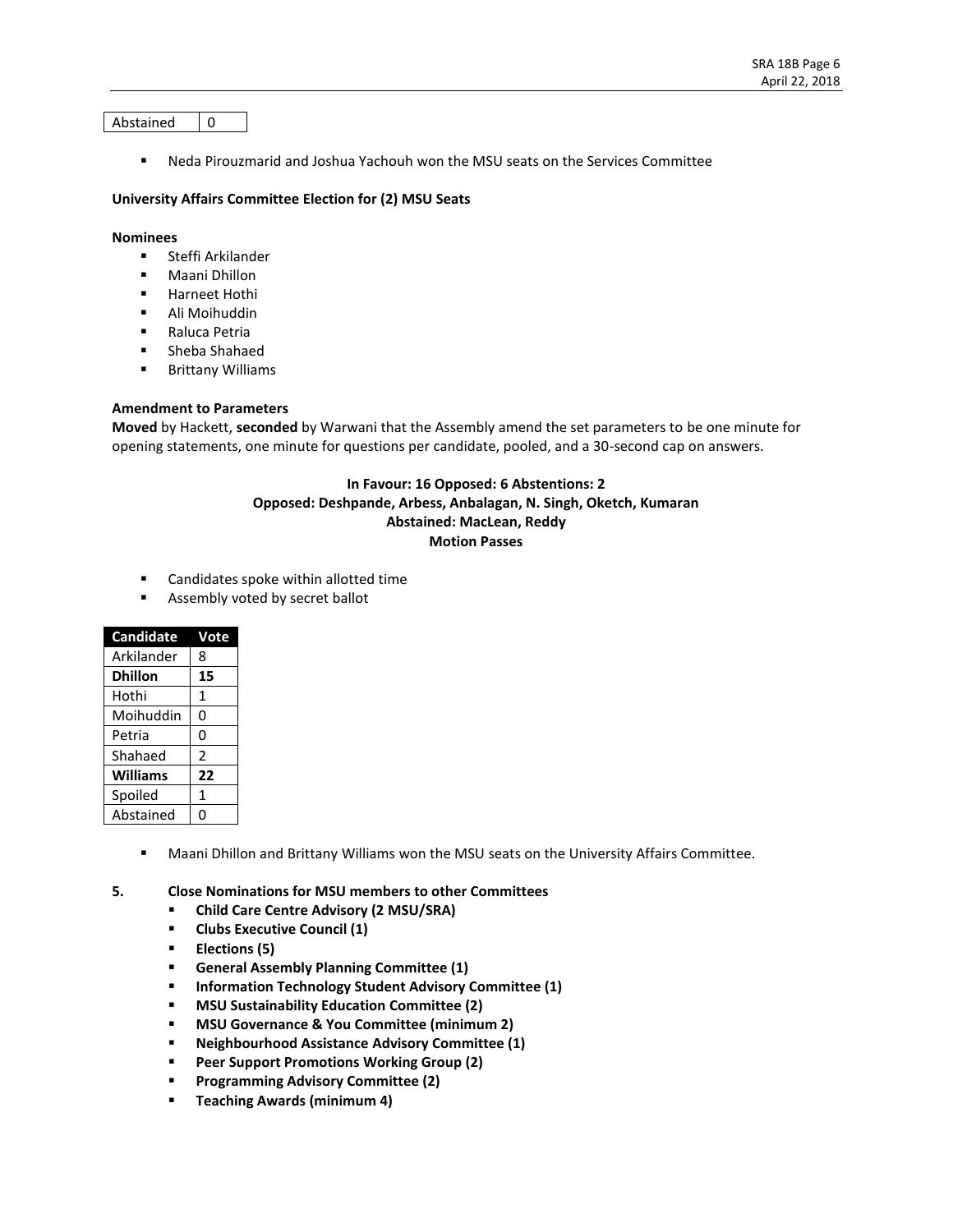| Abstained | 0 |
|---|---|

- Neda Pirouzmarid and Joshua Yachouh won the MSU seats on the Services Committee

**University Affairs Committee Election for (2) MSU Seats**

**Nominees**

- Steffi Arkilander
- Maani Dhillon
- Harneet Hothi
- Ali Moihuddin
- Raluca Petria
- Sheba Shahaed
- Brittany Williams

**Amendment to Parameters**

**Moved** by Hackett, **seconded** by Warwani that the Assembly amend the set parameters to be one minute for opening statements, one minute for questions per candidate, pooled, and a 30-second cap on answers.

**In Favour: 16 Opposed: 6 Abstentions: 2**
**Opposed: Deshpande, Arbess, Anbalagan, N. Singh, Oketch, Kumaran**
**Abstained: MacLean, Reddy**
**Motion Passes**

- Candidates spoke within allotted time
- Assembly voted by secret ballot

| Candidate | Vote |
|---|---|
| Arkilander | 8 |
| **Dhillon** | **15** |
| Hothi | 1 |
| Moihuddin | 0 |
| Petria | 0 |
| Shahaed | 2 |
| **Williams** | **22** |
| Spoiled | 1 |
| Abstained | 0 |

- Maani Dhillon and Brittany Williams won the MSU seats on the University Affairs Committee.

**5. Close Nominations for MSU members to other Committees**

- **Child Care Centre Advisory (2 MSU/SRA)**
- **Clubs Executive Council (1)**
- **Elections (5)**
- **General Assembly Planning Committee (1)**
- **Information Technology Student Advisory Committee (1)**
- **MSU Sustainability Education Committee (2)**
- **MSU Governance & You Committee (minimum 2)**
- **Neighbourhood Assistance Advisory Committee (1)**
- **Peer Support Promotions Working Group (2)**
- **Programming Advisory Committee (2)**
- **Teaching Awards (minimum 4)**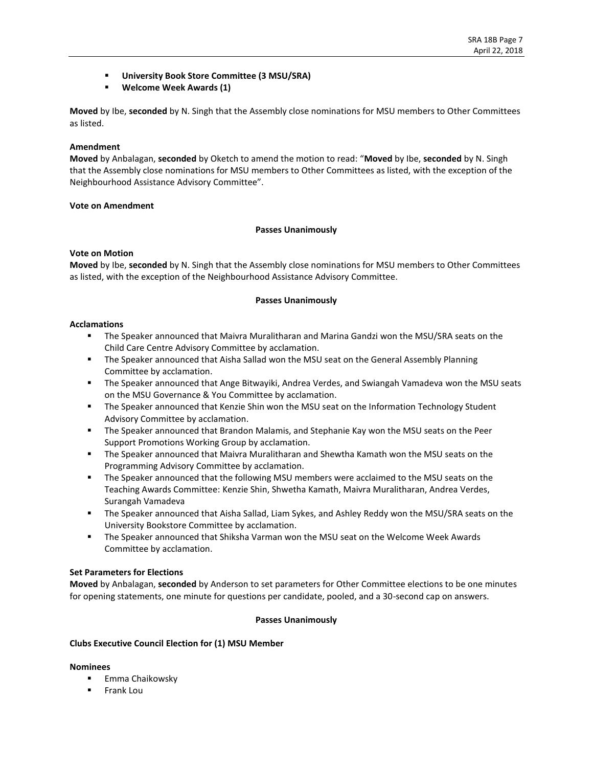- **University Book Store Committee (3 MSU/SRA)**
- **Welcome Week Awards (1)**

**Moved** by Ibe, **seconded** by N. Singh that the Assembly close nominations for MSU members to Other Committees as listed.

**Amendment**

**Moved** by Anbalagan, **seconded** by Oketch to amend the motion to read: "**Moved** by Ibe, **seconded** by N. Singh that the Assembly close nominations for MSU members to Other Committees as listed, with the exception of the Neighbourhood Assistance Advisory Committee".

**Vote on Amendment**

**Passes Unanimously**

**Vote on Motion**

**Moved** by Ibe, **seconded** by N. Singh that the Assembly close nominations for MSU members to Other Committees as listed, with the exception of the Neighbourhood Assistance Advisory Committee.

**Passes Unanimously**

**Acclamations**

- The Speaker announced that Maivra Muralitharan and Marina Gandzi won the MSU/SRA seats on the Child Care Centre Advisory Committee by acclamation.
- The Speaker announced that Aisha Sallad won the MSU seat on the General Assembly Planning Committee by acclamation.
- The Speaker announced that Ange Bitwayiki, Andrea Verdes, and Swiangah Vamadeva won the MSU seats on the MSU Governance & You Committee by acclamation.
- The Speaker announced that Kenzie Shin won the MSU seat on the Information Technology Student Advisory Committee by acclamation.
- The Speaker announced that Brandon Malamis, and Stephanie Kay won the MSU seats on the Peer Support Promotions Working Group by acclamation.
- The Speaker announced that Maivra Muralitharan and Shewtha Kamath won the MSU seats on the Programming Advisory Committee by acclamation.
- The Speaker announced that the following MSU members were acclaimed to the MSU seats on the Teaching Awards Committee: Kenzie Shin, Shwetha Kamath, Maivra Muralitharan, Andrea Verdes, Surangah Vamadeva
- The Speaker announced that Aisha Sallad, Liam Sykes, and Ashley Reddy won the MSU/SRA seats on the University Bookstore Committee by acclamation.
- The Speaker announced that Shiksha Varman won the MSU seat on the Welcome Week Awards Committee by acclamation.

**Set Parameters for Elections**

**Moved** by Anbalagan, **seconded** by Anderson to set parameters for Other Committee elections to be one minutes for opening statements, one minute for questions per candidate, pooled, and a 30-second cap on answers.

**Passes Unanimously**

**Clubs Executive Council Election for (1) MSU Member**

**Nominees**

- Emma Chaikowsky
- Frank Lou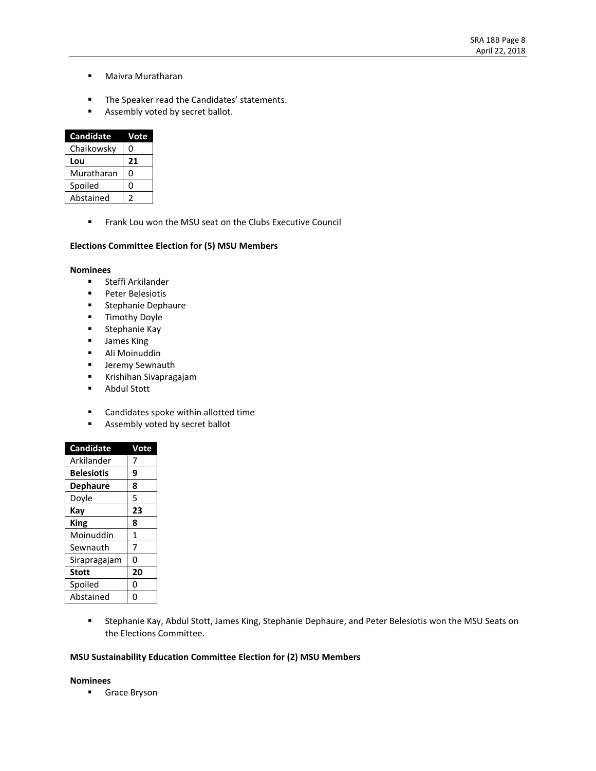- Maivra Muratharan

- The Speaker read the Candidates' statements.
- Assembly voted by secret ballot.

| Candidate | Vote |
|---|---|
| Chaikowsky | 0 |
| **Lou** | **21** |
| Muratharan | 0 |
| Spoiled | 0 |
| Abstained | 2 |

- Frank Lou won the MSU seat on the Clubs Executive Council

**Elections Committee Election for (5) MSU Members**

**Nominees**

- Steffi Arkilander
- Peter Belesiotis
- Stephanie Dephaure
- Timothy Doyle
- Stephanie Kay
- James King
- Ali Moinuddin
- Jeremy Sewnauth
- Krishihan Sivapragajam
- Abdul Stott

- Candidates spoke within allotted time
- Assembly voted by secret ballot

| Candidate | Vote |
|---|---|
| Arkilander | 7 |
| **Belesiotis** | **9** |
| **Dephaure** | **8** |
| Doyle | 5 |
| **Kay** | **23** |
| **King** | **8** |
| Moinuddin | 1 |
| Sewnauth | 7 |
| Sirapragajam | 0 |
| **Stott** | **20** |
| Spoiled | 0 |
| Abstained | 0 |

- Stephanie Kay, Abdul Stott, James King, Stephanie Dephaure, and Peter Belesiotis won the MSU Seats on the Elections Committee.

**MSU Sustainability Education Committee Election for (2) MSU Members**

**Nominees**

- Grace Bryson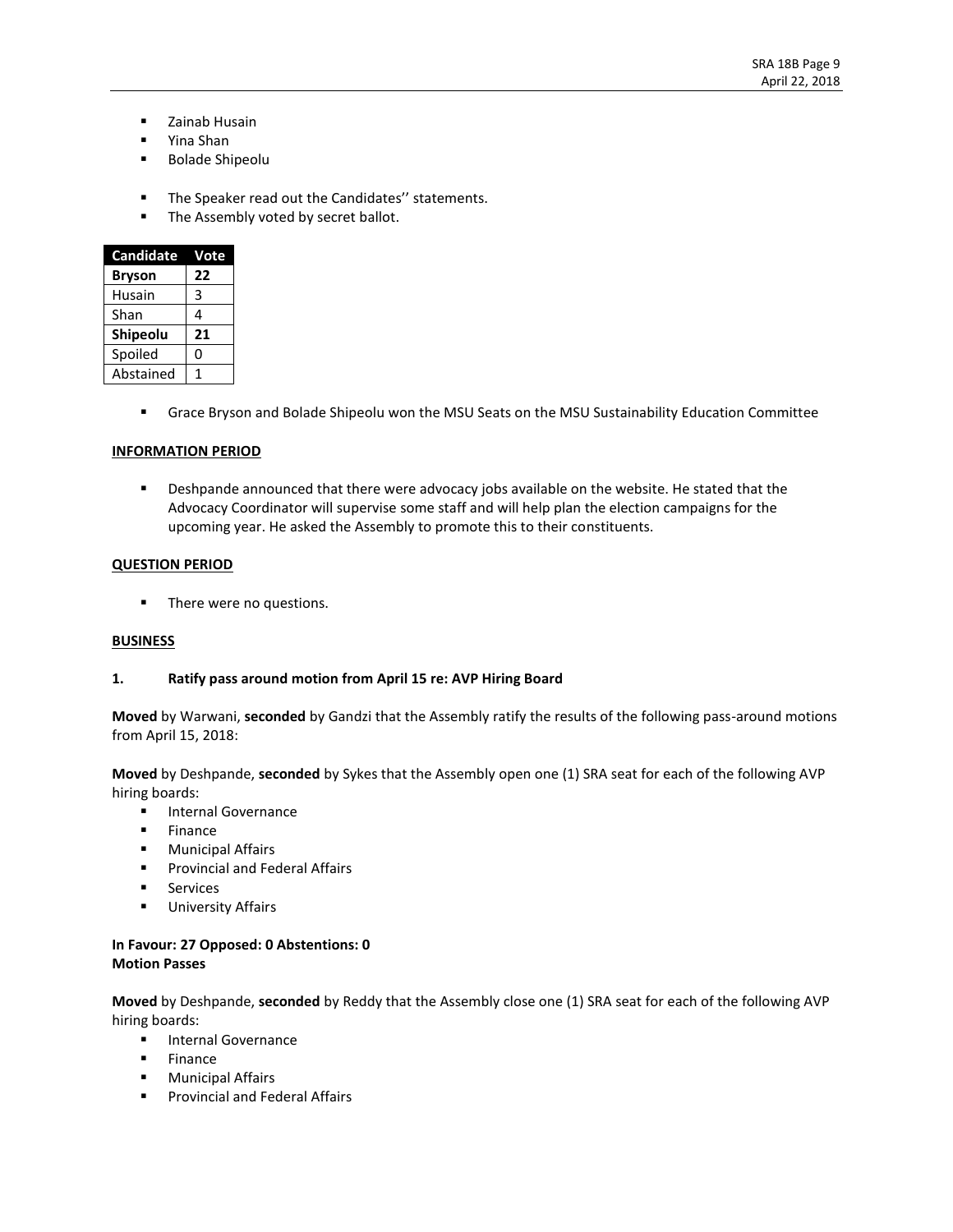- Zainab Husain
- Yina Shan
- Bolade Shipeolu

- The Speaker read out the Candidates'' statements.
- The Assembly voted by secret ballot.

| Candidate | Vote |
|---|---|
| **Bryson** | **22** |
| Husain | 3 |
| Shan | 4 |
| **Shipeolu** | **21** |
| Spoiled | 0 |
| Abstained | 1 |

- Grace Bryson and Bolade Shipeolu won the MSU Seats on the MSU Sustainability Education Committee

**INFORMATION PERIOD**

- Deshpande announced that there were advocacy jobs available on the website. He stated that the Advocacy Coordinator will supervise some staff and will help plan the election campaigns for the upcoming year. He asked the Assembly to promote this to their constituents.

**QUESTION PERIOD**

- There were no questions.

**BUSINESS**

**1. Ratify pass around motion from April 15 re: AVP Hiring Board**

**Moved** by Warwani, **seconded** by Gandzi that the Assembly ratify the results of the following pass-around motions from April 15, 2018:

**Moved** by Deshpande, **seconded** by Sykes that the Assembly open one (1) SRA seat for each of the following AVP hiring boards:

- Internal Governance
- Finance
- Municipal Affairs
- Provincial and Federal Affairs
- Services
- University Affairs

**In Favour: 27 Opposed: 0 Abstentions: 0**
**Motion Passes**

**Moved** by Deshpande, **seconded** by Reddy that the Assembly close one (1) SRA seat for each of the following AVP hiring boards:

- Internal Governance
- Finance
- Municipal Affairs
- Provincial and Federal Affairs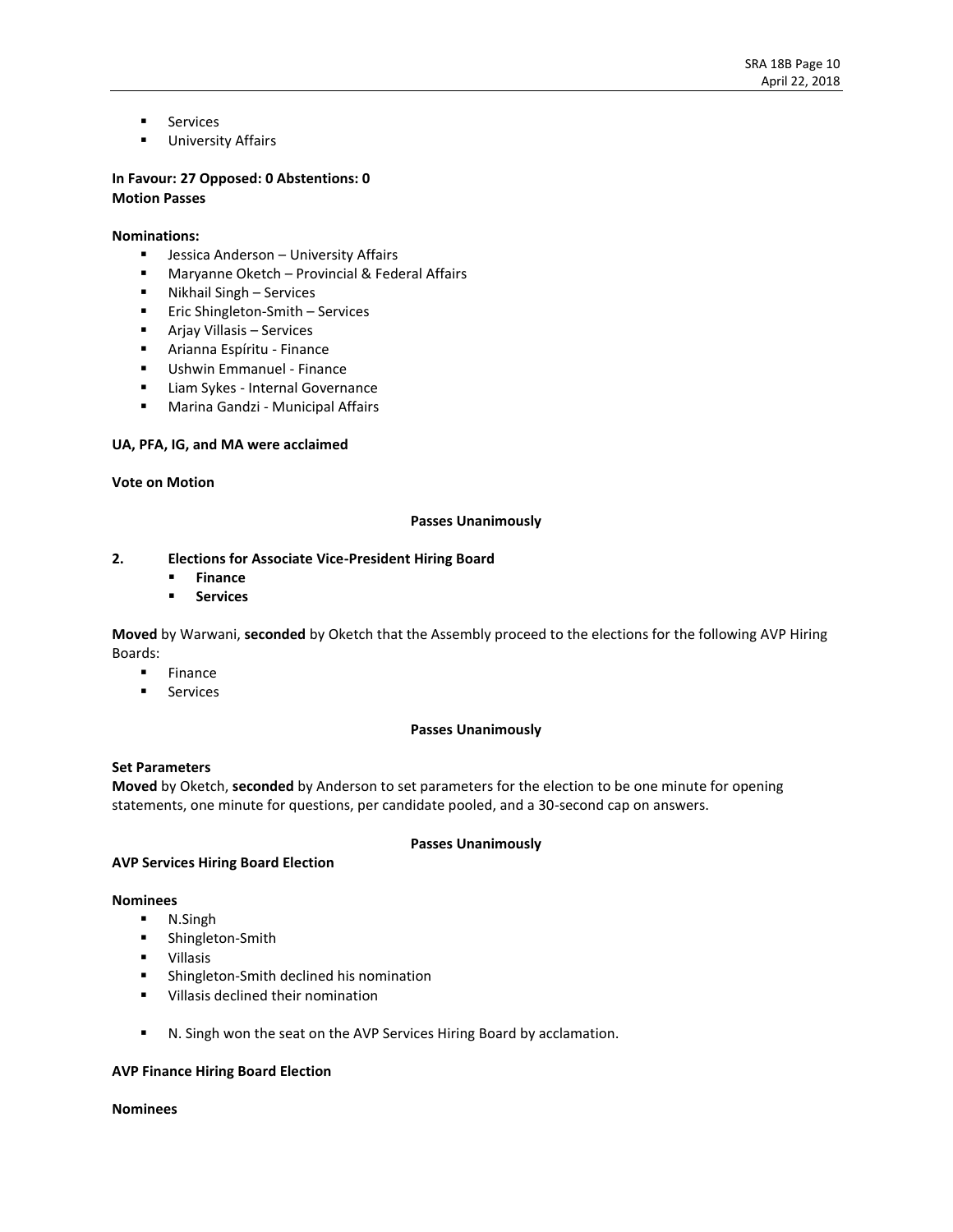- Services
- University Affairs

**In Favour: 27 Opposed: 0 Abstentions: 0**
**Motion Passes**

**Nominations:**

- Jessica Anderson – University Affairs
- Maryanne Oketch – Provincial & Federal Affairs
- Nikhail Singh – Services
- Eric Shingleton-Smith – Services
- Arjay Villasis – Services
- Arianna Espíritu - Finance
- Ushwin Emmanuel - Finance
- Liam Sykes - Internal Governance
- Marina Gandzi - Municipal Affairs

**UA, PFA, IG, and MA were acclaimed**

**Vote on Motion**

**Passes Unanimously**

**2. Elections for Associate Vice-President Hiring Board**

- **Finance**
- **Services**

**Moved** by Warwani, **seconded** by Oketch that the Assembly proceed to the elections for the following AVP Hiring Boards:

- Finance
- Services

**Passes Unanimously**

**Set Parameters**
**Moved** by Oketch, **seconded** by Anderson to set parameters for the election to be one minute for opening statements, one minute for questions, per candidate pooled, and a 30-second cap on answers.

**Passes Unanimously**

**AVP Services Hiring Board Election**

**Nominees**

- N.Singh
- Shingleton-Smith
- Villasis
- Shingleton-Smith declined his nomination
- Villasis declined their nomination

- N. Singh won the seat on the AVP Services Hiring Board by acclamation.

**AVP Finance Hiring Board Election**

**Nominees**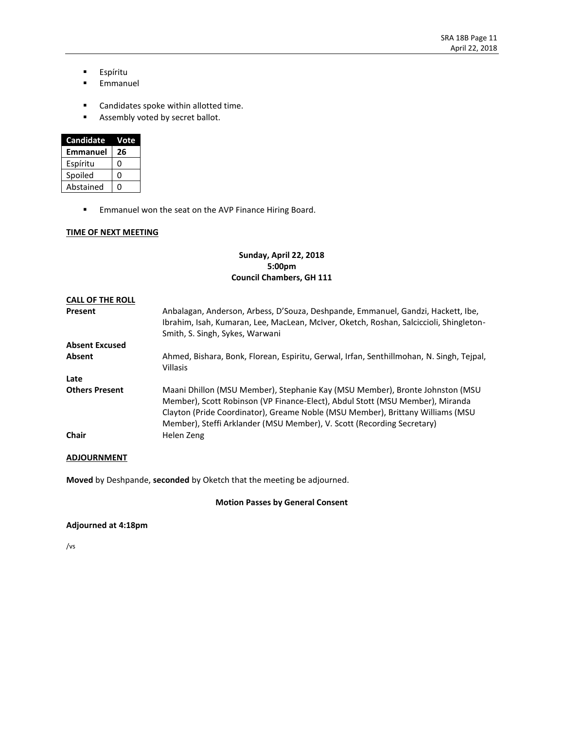- Espíritu
- Emmanuel

- Candidates spoke within allotted time.
- Assembly voted by secret ballot.

| Candidate | Vote |
|---|---|
| **Emmanuel** | **26** |
| Espíritu | 0 |
| Spoiled | 0 |
| Abstained | 0 |

- Emmanuel won the seat on the AVP Finance Hiring Board.

**TIME OF NEXT MEETING**

**Sunday, April 22, 2018**
**5:00pm**
**Council Chambers, GH 111**

**CALL OF THE ROLL**

| | |
|---|---|
| **Present** | Anbalagan, Anderson, Arbess, D'Souza, Deshpande, Emmanuel, Gandzi, Hackett, Ibe, Ibrahim, Isah, Kumaran, Lee, MacLean, McIver, Oketch, Roshan, Salciccioli, Shingleton-Smith, S. Singh, Sykes, Warwani |
| **Absent Excused** | |
| **Absent** | Ahmed, Bishara, Bonk, Florean, Espiritu, Gerwal, Irfan, Senthillmohan, N. Singh, Tejpal, Villasis |
| **Late** | |
| **Others Present** | Maani Dhillon (MSU Member), Stephanie Kay (MSU Member), Bronte Johnston (MSU Member), Scott Robinson (VP Finance-Elect), Abdul Stott (MSU Member), Miranda Clayton (Pride Coordinator), Greame Noble (MSU Member), Brittany Williams (MSU Member), Steffi Arklander (MSU Member), V. Scott (Recording Secretary) |
| **Chair** | Helen Zeng |

**ADJOURNMENT**

**Moved** by Deshpande, **seconded** by Oketch that the meeting be adjourned.

**Motion Passes by General Consent**

**Adjourned at 4:18pm**

/vs